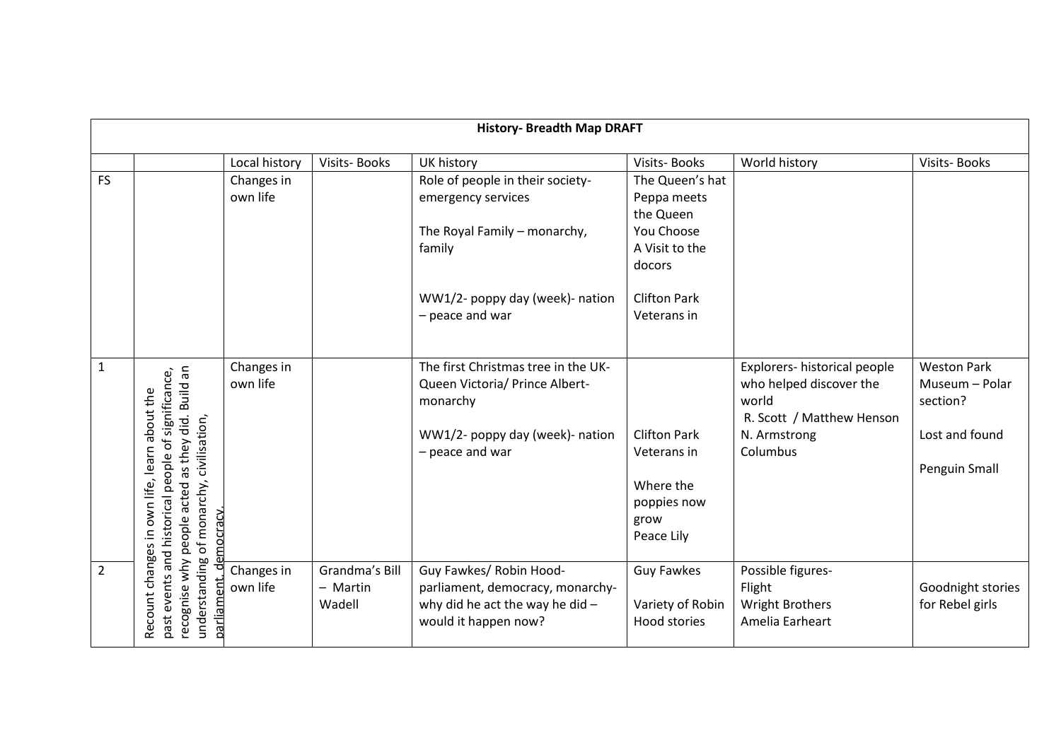| History- Breadth Map DRAFT | | | | | | | | |
|---|---|---|---|---|---|---|---|---|
| | | Local history | Visits- Books | UK history | Visits- Books | World history | Visits- Books |
| FS | | Changes in own life | | Role of people in their society- emergency services<br><br>The Royal Family – monarchy, family<br><br>WW1/2- poppy day (week)- nation – peace and war | The Queen's hat<br>Peppa meets the Queen<br>You Choose<br>A Visit to the docors<br><br>Clifton Park Veterans in | | |
| 1 | Recount changes in own life, learn about the past events and historical people of significance, recognise why people acted as they did. Build an understanding of monarchy, civilisation, parliament, democracy. | Changes in own life | | The first Christmas tree in the UK- Queen Victoria/ Prince Albert- monarchy<br><br>WW1/2- poppy day (week)- nation – peace and war | Clifton Park Veterans in<br><br>Where the poppies now grow<br>Peace Lily | Explorers- historical people who helped discover the world<br>R. Scott / Matthew Henson<br>N. Armstrong<br>Columbus | Weston Park Museum – Polar section?<br><br>Lost and found<br><br>Penguin Small |
| 2 | | Changes in own life | Grandma's Bill – Martin Wadell | Guy Fawkes/ Robin Hood- parliament, democracy, monarchy- why did he act the way he did – would it happen now? | Guy Fawkes<br><br>Variety of Robin Hood stories | Possible figures-<br>Flight<br>Wright Brothers<br>Amelia Earheart | Goodnight stories for Rebel girls |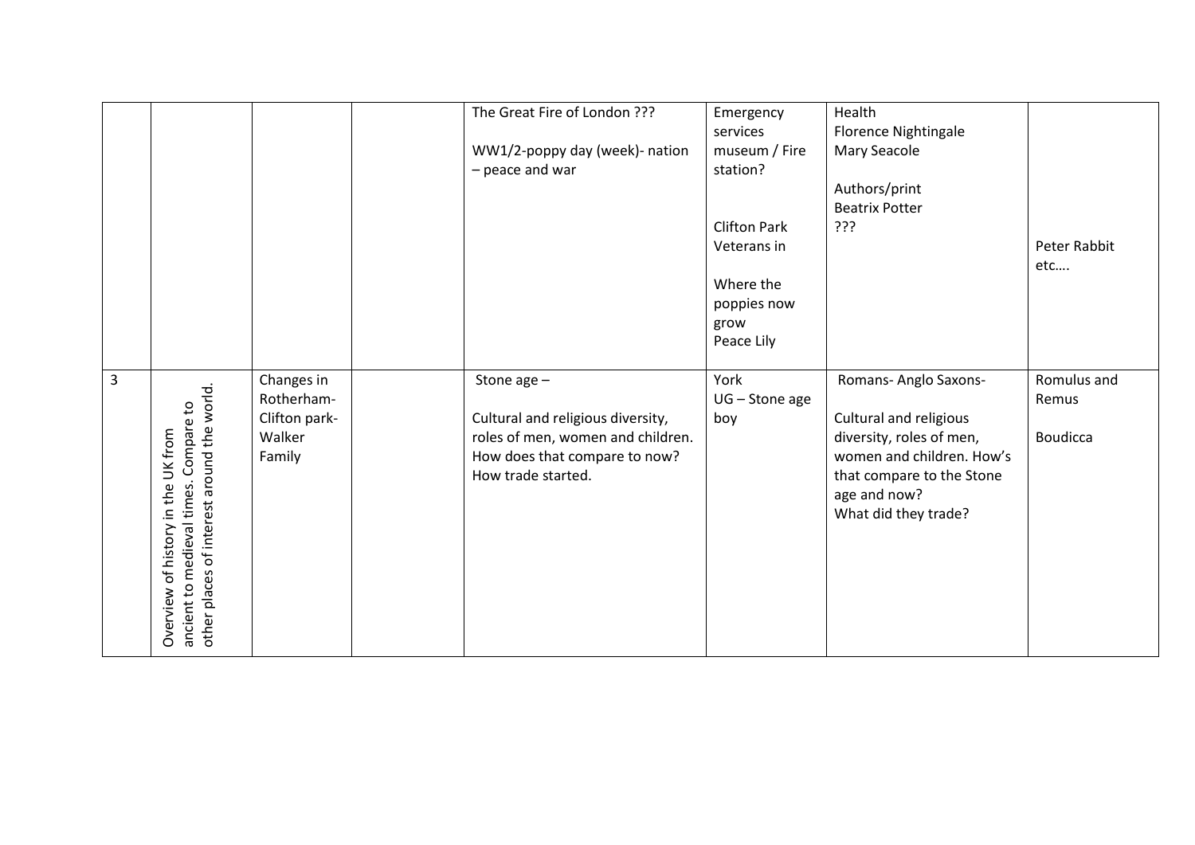|  |  |  |  |  |  |  |  |
|---|---|---|---|---|---|---|---|
|  |  |  |  | The Great Fire of London ???<br><br>WW1/2-poppy day (week)- nation – peace and war | Emergency services museum / Fire station?<br><br>Clifton Park Veterans in<br><br>Where the poppies now grow<br>Peace Lily | Health<br>Florence Nightingale<br>Mary Seacole<br><br>Authors/print<br>Beatrix Potter<br>??? | Peter Rabbit etc…. |
| 3 | Overview of history in the UK from ancient to medieval times. Compare to other places of interest around the world. | Changes in Rotherham-Clifton park-Walker Family |  | Stone age –<br><br>Cultural and religious diversity, roles of men, women and children. How does that compare to now? How trade started. | York<br>UG – Stone age boy | Romans- Anglo Saxons-<br><br>Cultural and religious diversity, roles of men, women and children. How's that compare to the Stone age and now?<br>What did they trade? | Romulus and Remus<br><br>Boudicca |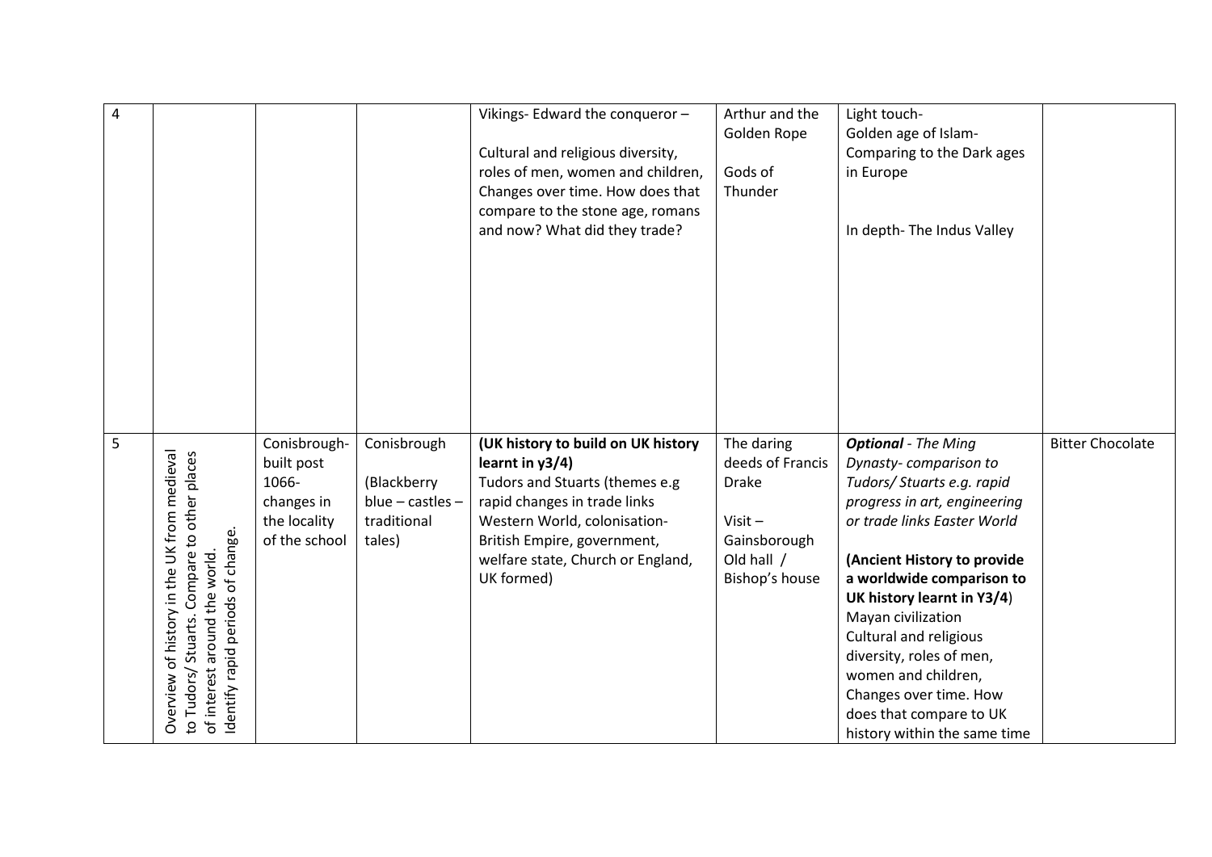| 4 | | | | Vikings- Edward the conqueror –<br><br>Cultural and religious diversity, roles of men, women and children, Changes over time. How does that compare to the stone age, romans and now? What did they trade? | Arthur and the Golden Rope<br><br>Gods of Thunder | Light touch-<br>Golden age of Islam-<br>Comparing to the Dark ages in Europe<br><br>In depth- The Indus Valley | |
|---|---|---|---|---|---|---|---|
| 5 | Overview of history in the UK from medieval to Tudors/ Stuarts. Compare to other places of interest around the world. Identify rapid periods of change. | Conisbrough- built post 1066- changes in the locality of the school | Conisbrough<br><br>(Blackberry blue – castles – traditional tales) | **(UK history to build on UK history learnt in y3/4)**<br>Tudors and Stuarts (themes e.g rapid changes in trade links Western World, colonisation- British Empire, government, welfare state, Church or England, UK formed) | The daring deeds of Francis Drake<br><br>Visit – Gainsborough Old hall / Bishop's house | ***Optional*** *- The Ming Dynasty- comparison to Tudors/ Stuarts e.g. rapid progress in art, engineering or trade links Easter World*<br><br>**(Ancient History to provide a worldwide comparison to UK history learnt in Y3/4)**<br>Mayan civilization<br>Cultural and religious diversity, roles of men, women and children,<br>Changes over time. How does that compare to UK history within the same time | Bitter Chocolate |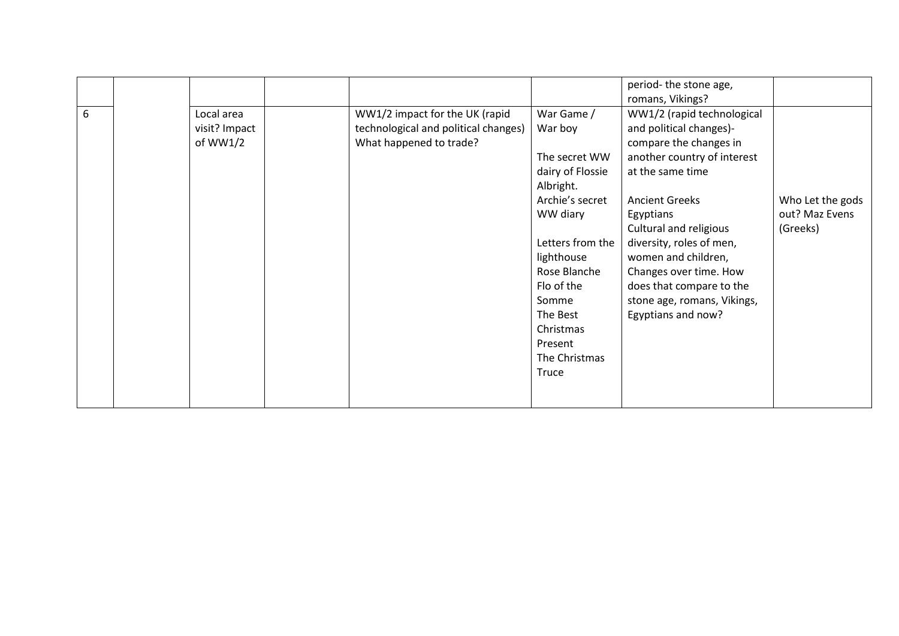| | | | | | | | |
|---|---|---|---|---|---|---|---|
| | | | | | | period- the stone age, romans, Vikings? | |
| 6 | | Local area visit? Impact of WW1/2 | | WW1/2 impact for the UK (rapid technological and political changes) What happened to trade? | War Game / War boy<br><br>The secret WW dairy of Flossie Albright.<br>Archie's secret WW diary<br><br>Letters from the lighthouse<br>Rose Blanche<br>Flo of the Somme<br>The Best Christmas Present<br>The Christmas Truce | WW1/2 (rapid technological and political changes)- compare the changes in another country of interest at the same time<br><br>Ancient Greeks<br>Egyptians<br>Cultural and religious diversity, roles of men, women and children,<br>Changes over time. How does that compare to the stone age, romans, Vikings, Egyptians and now? | Who Let the gods out? Maz Evens (Greeks) |